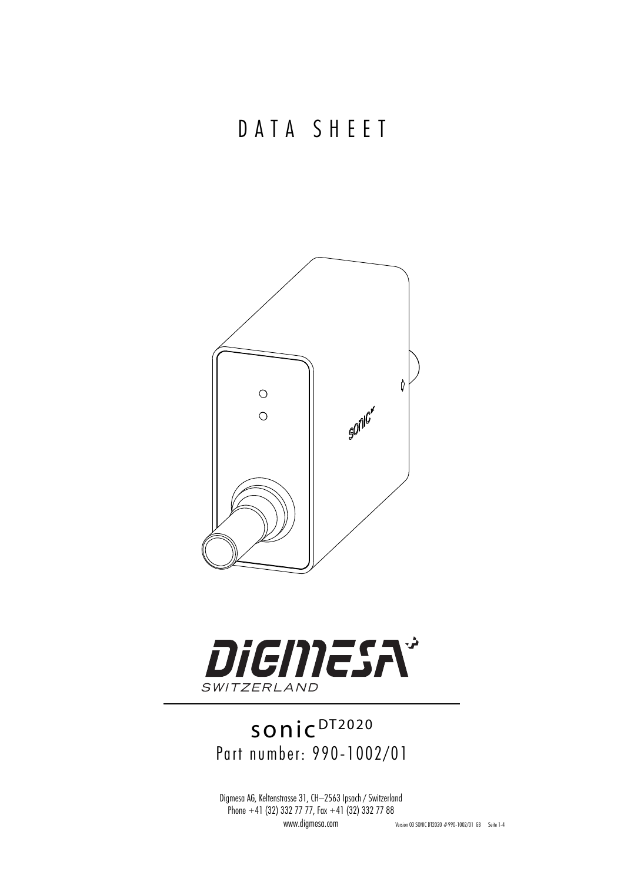# DATA SHEET

DIGMESA
SWITZERLAND

## sonic$^{DT2020}$

Part number: 990-1002/01

Digmesa AG, Keltenstrasse 31, CH–2563 Ipsach / Switzerland
Phone +41 (32) 332 77 77, Fax +41 (32) 332 77 88
www.digmesa.com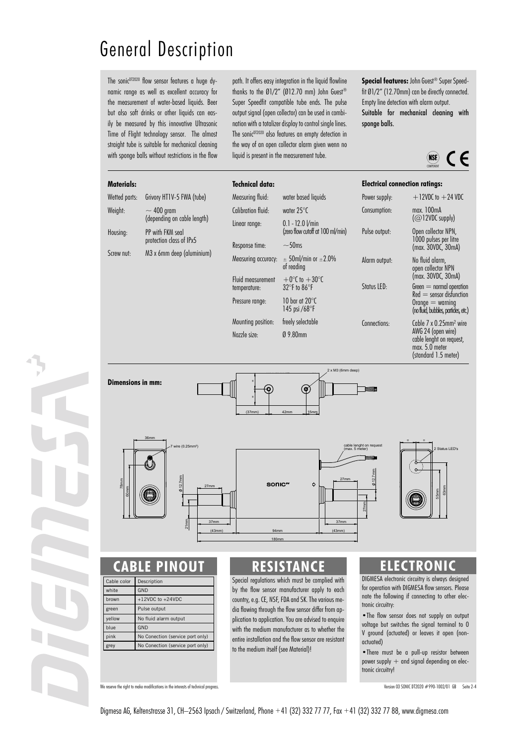# General Description

The sonic[DT2020] flow sensor features a huge dynamic range as well as excellent accuracy for the measurement of water-based liquids. Beer but also soft drinks or other liquids can easily be measured by this innovative Ultrasonic Time of Flight technology sensor. The almost straight tube is suitable for mechanical cleaning with sponge balls without restrictions in the flow path. It offers easy integration in the liquid flowline thanks to the Ø1/2" (Ø12.70 mm) John Guest® Super Speedfit compatible tube ends. The pulse output signal (open collector) can be used in combination with a totalizer display to control single lines. The sonic[DT2020] also features an empty detection in the way of an open collector alarm given wenn no liquid is present in the measurement tube.

**Special features:** John Guest® Super Speedfit Ø1/2" (12.70mm) can be directly connected. Empty line detection with alarm output. Suitable for mechanical cleaning with sponge balls.

NSF COMPONENT CE

**Materials:**

| | |
|---|---|
| Wetted parts: | Grivory HT1V-5 FWA (tube) |
| Weight: | ~ 400 gram (depending on cable length) |
| Housing: | PP with FKM seal protection class of IPx5 |
| Screw nut: | M3 x 6mm deep (aluminium) |

**Technical data:**

| | |
|---|---|
| Measuring fluid: | water based liquids |
| Calibration fluid: | water 25°C |
| Linear range: | 0.1 - 12.0 l/min (zero flow cutoff at 100 ml/min) |
| Response time: | ~50ms |
| Measuring accuracy: | ± 50ml/min or ±2.0% of reading |
| Fluid measurement temperature: | +0°C to +30°C 32°F to 86°F |
| Pressure range: | 10 bar at 20°C 145 psi /68°F |
| Mounting position: | freely selectable |
| Nozzle size: | Ø 9.80mm |

**Electrical connection ratings:**

| | |
|---|---|
| Power supply: | +12VDC to +24 VDC |
| Consumption: | max. 100mA (@12VDC supply) |
| Pulse output: | Open collector NPN, 1000 pulses per litre (max. 30VDC, 30mA) |
| Alarm output: | No fluid alarm, open collector NPN (max. 30VDC, 30mA) |
| Status LED: | Green = normal operation Red = sensor disfunction Orange = warning (no fluid, bubbles, particles, etc.) |
| Connections: | Cable 7 x 0.25mm² wire AWG 24 (open wire) cable lenght on request, max. 5.0 meter (standard 1.5 meter) |

**Dimensions in mm:**

## CABLE PINOUT

| Cable color | Description |
|---|---|
| white | GND |
| brown | +12VDC to +24VDC |
| green | Pulse output |
| yellow | No fluid alarm output |
| blue | GND |
| pink | No Conection (service port only) |
| grey | No Conection (service port only) |

## RESISTANCE

Special regulations which must be complied with by the flow sensor manufacturer apply to each country, e.g. CE, NSF, FDA and SK. The various media flowing through the flow sensor differ from application to application. You are advised to enquire with the medium manufacturer as to whether the entire installation and the flow sensor are resistant to the medium itself (see Material)!

## ELECTRONIC

DIGMESA electronic circuitry is always designed for operation with DIGMESA flow sensors. Please note the following if connecting to other electronic circuitry:

- The flow sensor does not supply an output voltage but switches the signal terminal to 0 V ground (actuated) or leaves it open (non-actuated)
- There must be a pull-up resistor between power supply + and signal depending on electronic circuitry!

We reserve the right to make modifications in the interests of technical progress.

Version 03 SONIC DT2020 #990-1002/01 GB

Digmesa AG, Keltenstrasse 31, CH–2563 Ipsach / Switzerland, Phone +41 (32) 332 77 77, Fax +41 (32) 332 77 88, www.digmesa.com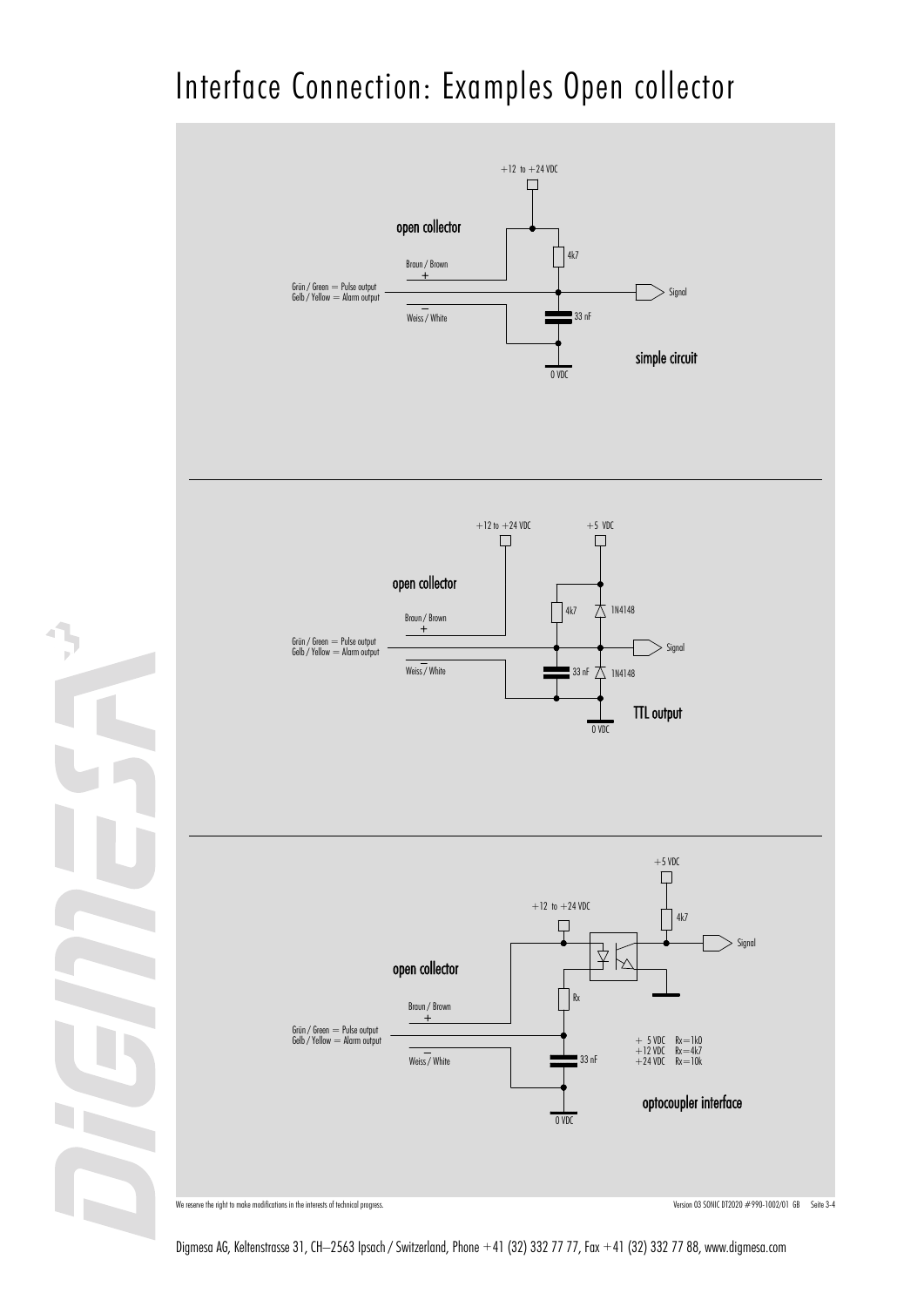# Interface Connection: Examples Open collector

open collector

+12 to +24 VDC

Braun / Brown +

Grün / Green = Pulse output
Gelb / Yellow = Alarm output

– Weiss / White

4k7

33 nF

Signal

0 VDC

simple circuit

open collector

+12 to +24 VDC

+5 VDC

Braun / Brown +

Grün / Green = Pulse output
Gelb / Yellow = Alarm output

– Weiss / White

4k7

1N4148

33 nF

1N4148

Signal

0 VDC

TTL output

+5 VDC

+12 to +24 VDC

4k7

Signal

open collector

Rx

Braun / Brown +

Grün / Green = Pulse output
Gelb / Yellow = Alarm output

– Weiss / White

33 nF

0 VDC

| | |
|---|---|
| + 5 VDC | Rx=1k0 |
| +12 VDC | Rx=4k7 |
| +24 VDC | Rx=10k |

optocoupler interface

We reserve the right to make modifications in the interests of technical progress.

Version 03 SONIC DT2020 #990-1002/01 GB Seite 3-4

Digmesa AG, Keltenstrasse 31, CH–2563 Ipsach / Switzerland, Phone +41 (32) 332 77 77, Fax +41 (32) 332 77 88, www.digmesa.com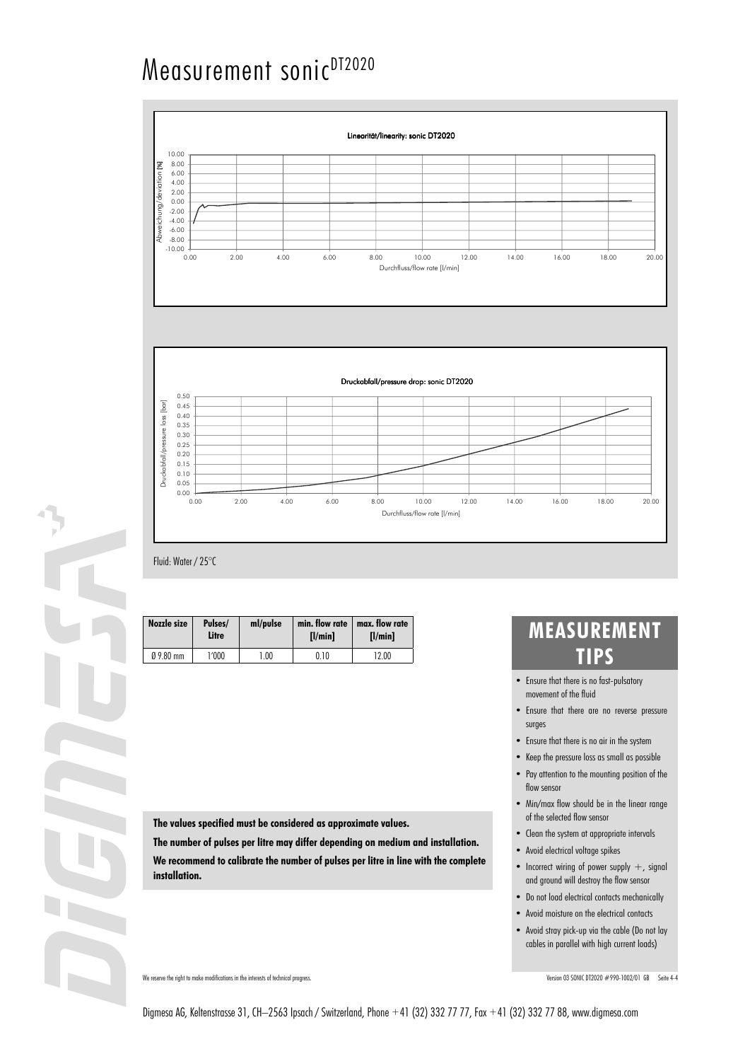# Measurement sonic$^{DT2020}$

Linearität/linearity: sonic DT2020

Abweichung/deviation [%]

10.00
8.00
6.00
4.00
2.00
0.00
-2.00
-4.00
-6.00
-8.00
-10.00

0.00 2.00 4.00 6.00 8.00 10.00 12.00 14.00 16.00 18.00 20.00

Durchfluss/flow rate [l/min]

Druckabfall/pressure drop: sonic DT2020

Druckabfall/pressure loss [bar]

0.50
0.45
0.40
0.35
0.30
0.25
0.20
0.15
0.10
0.05
0.00

0.00 2.00 4.00 6.00 8.00 10.00 12.00 14.00 16.00 18.00 20.00

Durchfluss/flow rate [l/min]

Fluid: Water / 25°C

| Nozzle size | Pulses/ Litre | ml/pulse | min. flow rate [l/min] | max. flow rate [l/min] |
|---|---|---|---|---|
| Ø 9.80 mm | 1'000 | 1.00 | 0.10 | 12.00 |

**The values specified must be considered as approximate values.**

**The number of pulses per litre may differ depending on medium and installation.**

**We recommend to calibrate the number of pulses per litre in line with the complete installation.**

## MEASUREMENT TIPS

- Ensure that there is no fast-pulsatory movement of the fluid
- Ensure that there are no reverse pressure surges
- Ensure that there is no air in the system
- Keep the pressure loss as small as possible
- Pay attention to the mounting position of the flow sensor
- Min/max flow should be in the linear range of the selected flow sensor
- Clean the system at appropriate intervals
- Avoid electrical voltage spikes
- Incorrect wiring of power supply +, signal and ground will destroy the flow sensor
- Do not load electrical contacts mechanically
- Avoid moisture on the electrical contacts
- Avoid stray pick-up via the cable (Do not lay cables in parallel with high current loads)

We reserve the right to make modifications in the interests of technical progress.

Version 03 SONIC DT2020 #990-1002/01 GB

Digmesa AG, Keltenstrasse 31, CH–2563 Ipsach / Switzerland, Phone +41 (32) 332 77 77, Fax +41 (32) 332 77 88, www.digmesa.com